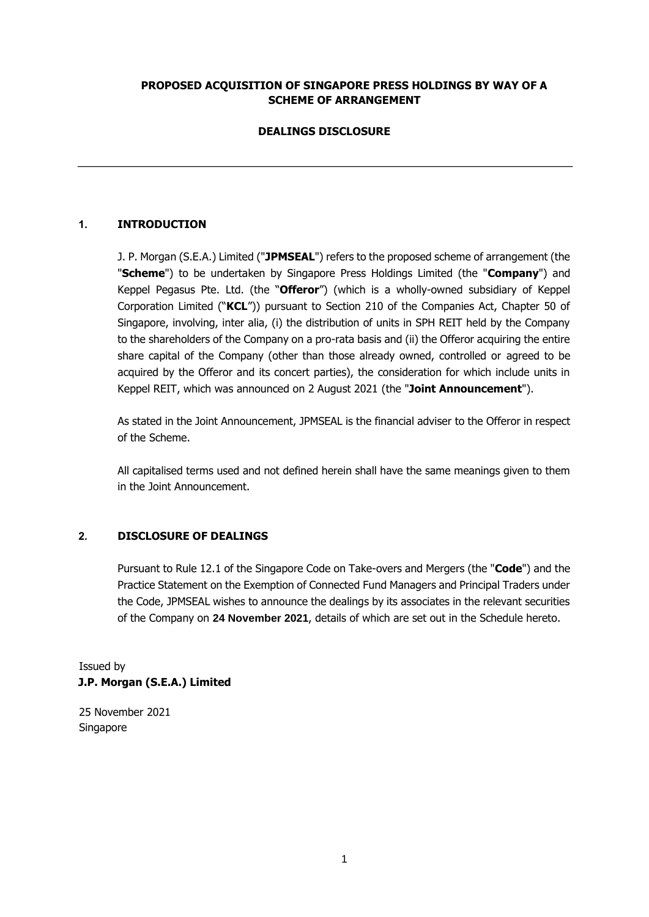**PROPOSED ACQUISITION OF SINGAPORE PRESS HOLDINGS BY WAY OF A SCHEME OF ARRANGEMENT**

**DEALINGS DISCLOSURE**

---

## 1. INTRODUCTION

J. P. Morgan (S.E.A.) Limited ("**JPMSEAL**") refers to the proposed scheme of arrangement (the "**Scheme**") to be undertaken by Singapore Press Holdings Limited (the "**Company**") and Keppel Pegasus Pte. Ltd. (the "**Offeror**") (which is a wholly-owned subsidiary of Keppel Corporation Limited ("**KCL**")) pursuant to Section 210 of the Companies Act, Chapter 50 of Singapore, involving, inter alia, (i) the distribution of units in SPH REIT held by the Company to the shareholders of the Company on a pro-rata basis and (ii) the Offeror acquiring the entire share capital of the Company (other than those already owned, controlled or agreed to be acquired by the Offeror and its concert parties), the consideration for which include units in Keppel REIT, which was announced on 2 August 2021 (the "**Joint Announcement**").

As stated in the Joint Announcement, JPMSEAL is the financial adviser to the Offeror in respect of the Scheme.

All capitalised terms used and not defined herein shall have the same meanings given to them in the Joint Announcement.

## 2. DISCLOSURE OF DEALINGS

Pursuant to Rule 12.1 of the Singapore Code on Take-overs and Mergers (the "**Code**") and the Practice Statement on the Exemption of Connected Fund Managers and Principal Traders under the Code, JPMSEAL wishes to announce the dealings by its associates in the relevant securities of the Company on **24 November 2021**, details of which are set out in the Schedule hereto.

Issued by
**J.P. Morgan (S.E.A.) Limited**

25 November 2021
Singapore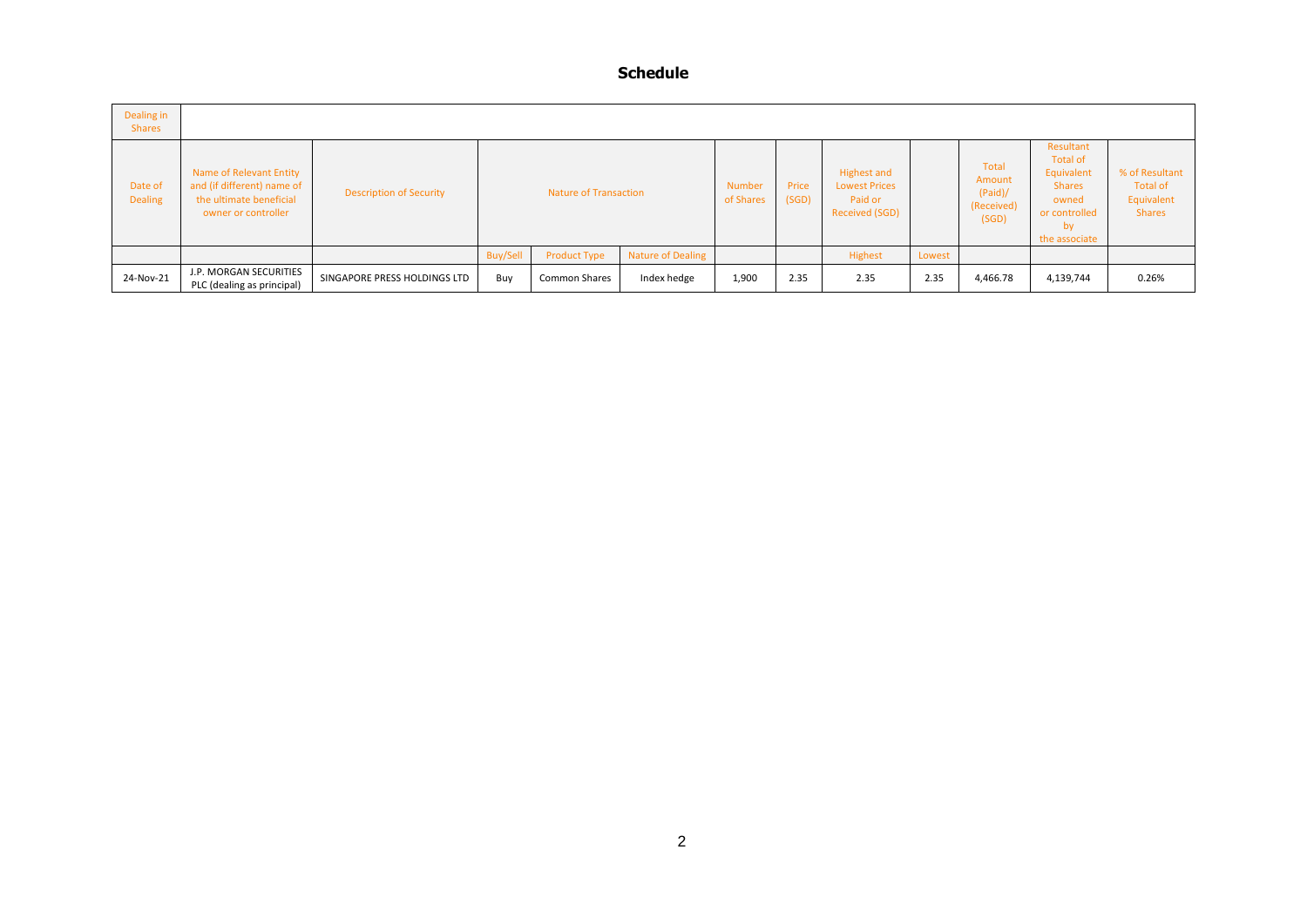## Schedule

| Dealing in Shares | | | | | | | | | | | | |
|---|---|---|---|---|---|---|---|---|---|---|---|---|
| Date of Dealing | Name of Relevant Entity and (if different) name of the ultimate beneficial owner or controller | Description of Security | Nature of Transaction | | | Number of Shares | Price (SGD) | Highest and Lowest Prices Paid or Received (SGD) | | Total Amount (Paid)/ (Received) (SGD) | Resultant Total of Equivalent Shares owned or controlled by the associate | % of Resultant Total of Equivalent Shares |
| | | | Buy/Sell | Product Type | Nature of Dealing | | | Highest | Lowest | | | |
| 24-Nov-21 | J.P. MORGAN SECURITIES PLC (dealing as principal) | SINGAPORE PRESS HOLDINGS LTD | Buy | Common Shares | Index hedge | 1,900 | 2.35 | 2.35 | 2.35 | 4,466.78 | 4,139,744 | 0.26% |